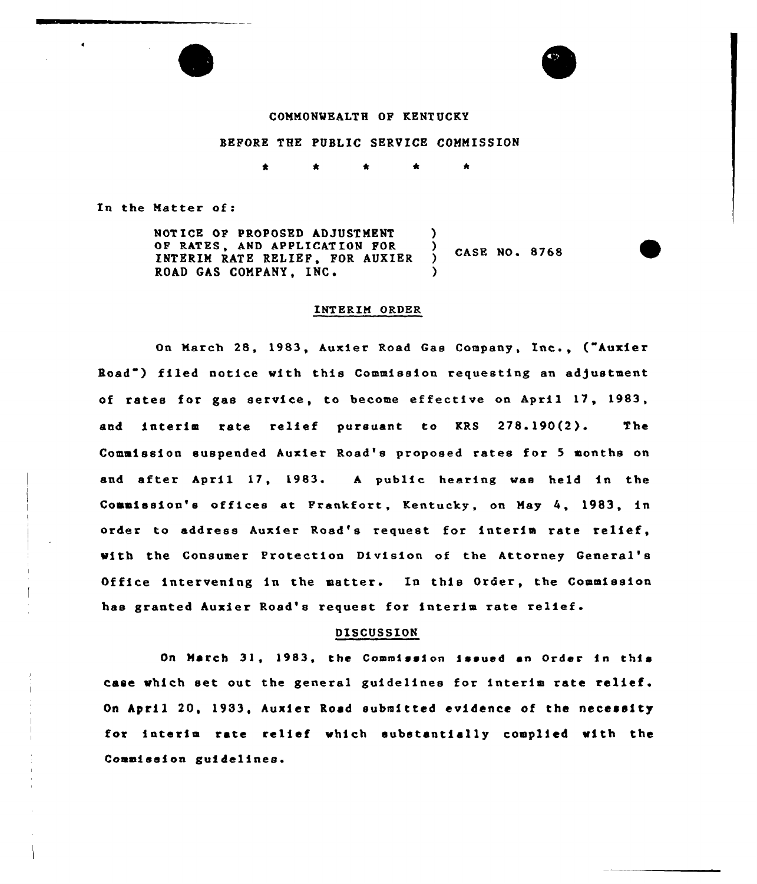COMMONWEALTH OF KENTUCKY

BEFORE THE PUBLIC SERVICE COMMISSION

\* \* \* \* \*

In the Matter of:

| | | |
|---|---|---|
| NOTICE OF PROPOSED ADJUSTMENT OF RATES, AND APPLICATION FOR INTERIM RATE RELIEF, FOR AUXIER ROAD GAS COMPANY, INC. | ) | CASE NO. 8768 |

## INTERIM ORDER

On March 28, 1983, Auxier Road Gas Company, Inc., ("Auxier Road") filed notice with this Commission requesting an adjustment of rates for gas service, to become effective on April 17, 1983, and interim rate relief pursuant to KRS 278.190(2). The Commission suspended Auxier Road's proposed rates for 5 months on and after April 17, 1983. A public hearing was held in the Commission's offices at Frankfort, Kentucky, on May 4, 1983, in order to address Auxier Road's request for interim rate relief, with the Consumer Protection Division of the Attorney General's Office intervening in the matter. In this Order, the Commission has granted Auxier Road's request for interim rate relief.

## DISCUSSION

On March 31, 1983, the Commission issued an Order in this case which set out the general guidelines for interim rate relief. On April 20, 1933, Auxier Road submitted evidence of the necessity for interim rate relief which substantially complied with the Commission guidelines.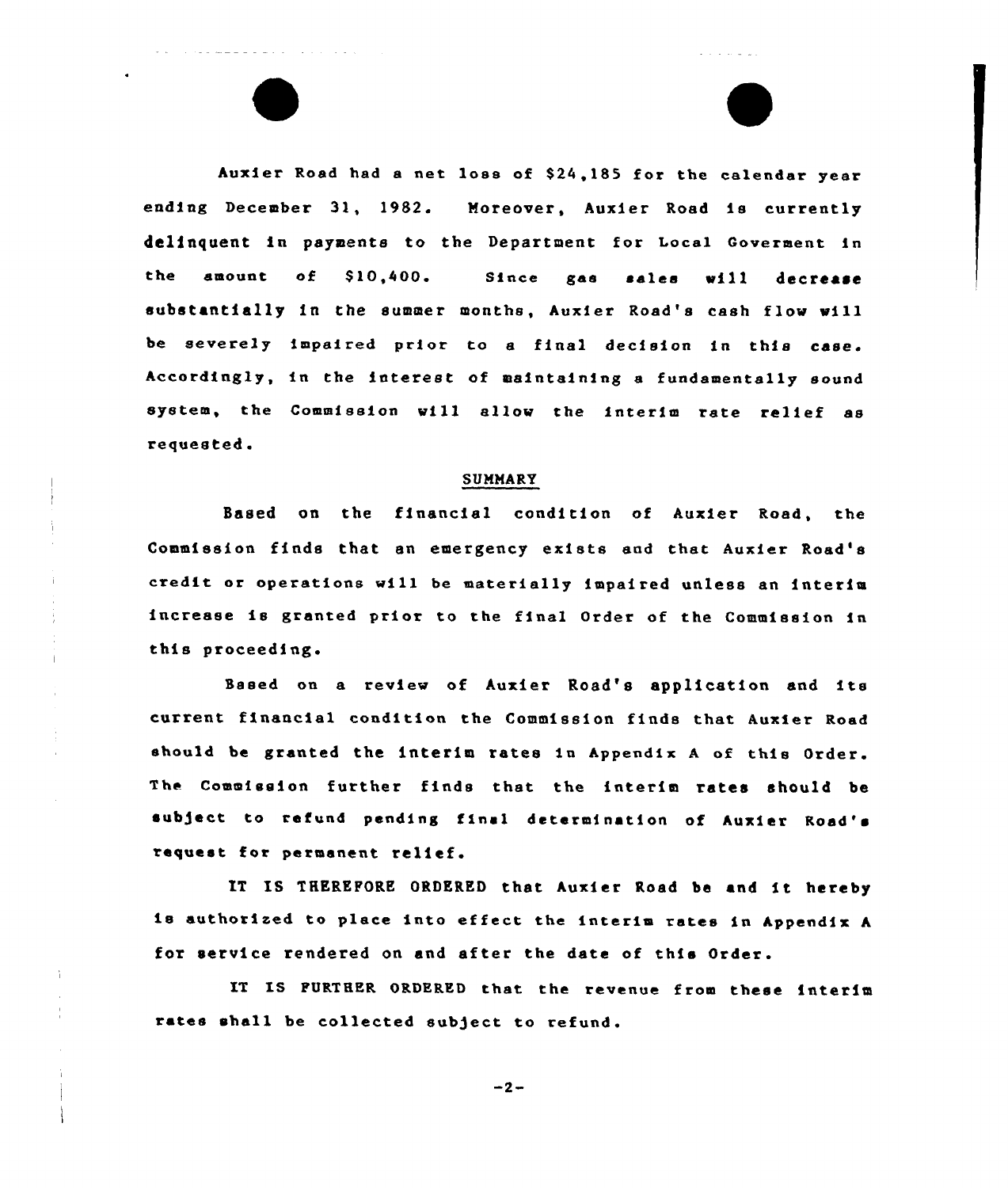Auxier Road had a net loss of $24,185 for the calendar year ending December 31, 1982. Moreover, Auxier Road is currently delinquent in payments to the Department for Local Goverment in the amount of $10,400. Since gas sales will decrease substantially in the summer months, Auxier Road's cash flow will be severely impaired prior to a final decision in this case. Accordingly, in the interest of maintaining a fundamentally sound system, the Commission will allow the interim rate relief as requested.

## SUMMARY

Based on the financial condition of Auxier Road, the Commission finds that an emergency exists and that Auxier Road's credit or operations will be materially impaired unless an interim increase is granted prior to the final Order of the Commission in this proceeding.

Based on a review of Auxier Road's application and its current financial condition the Commission finds that Auxier Road should be granted the interim rates in Appendix A of this Order. The Commission further finds that the interim rates should be subject to refund pending final determination of Auxier Road's request for permanent relief.

IT IS THEREFORE ORDERED that Auxier Road be and it hereby is authorized to place into effect the interim rates in Appendix A for service rendered on and after the date of this Order.

IT IS FURTHER ORDERED that the revenue from these interim rates shall be collected subject to refund.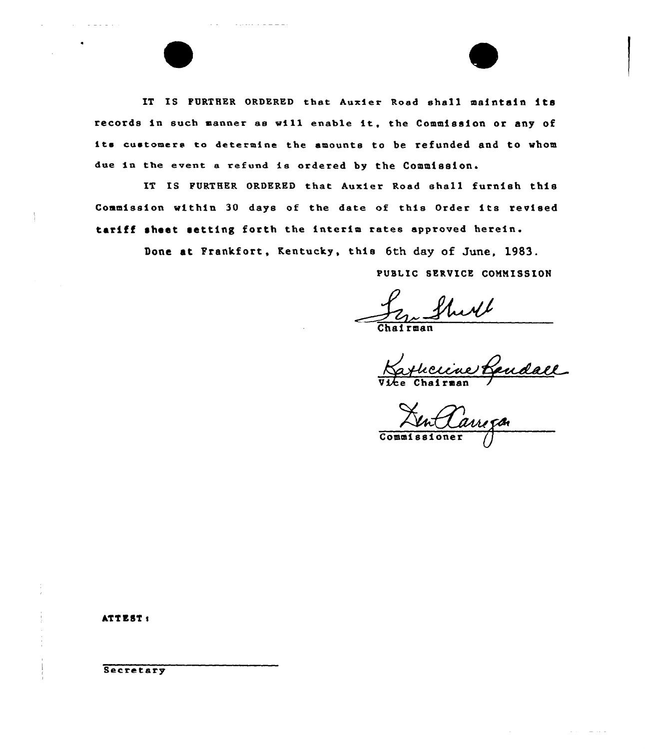IT IS FURTHER ORDERED that Auxier Road shall maintain its records in such manner as will enable it, the Commission or any of its customers to determine the amounts to be refunded and to whom due in the event a refund is ordered by the Commission.

IT IS FURTHER ORDERED that Auxier Road shall furnish this Commission within 30 days of the date of this Order its revised tariff sheet setting forth the interim rates approved herein.

Done at Frankfort, Kentucky, this 6th day of June, 1983.

PUBLIC SERVICE COMMISSION

Chairman

Vice Chairman

Commissioner

ATTEST:

Secretary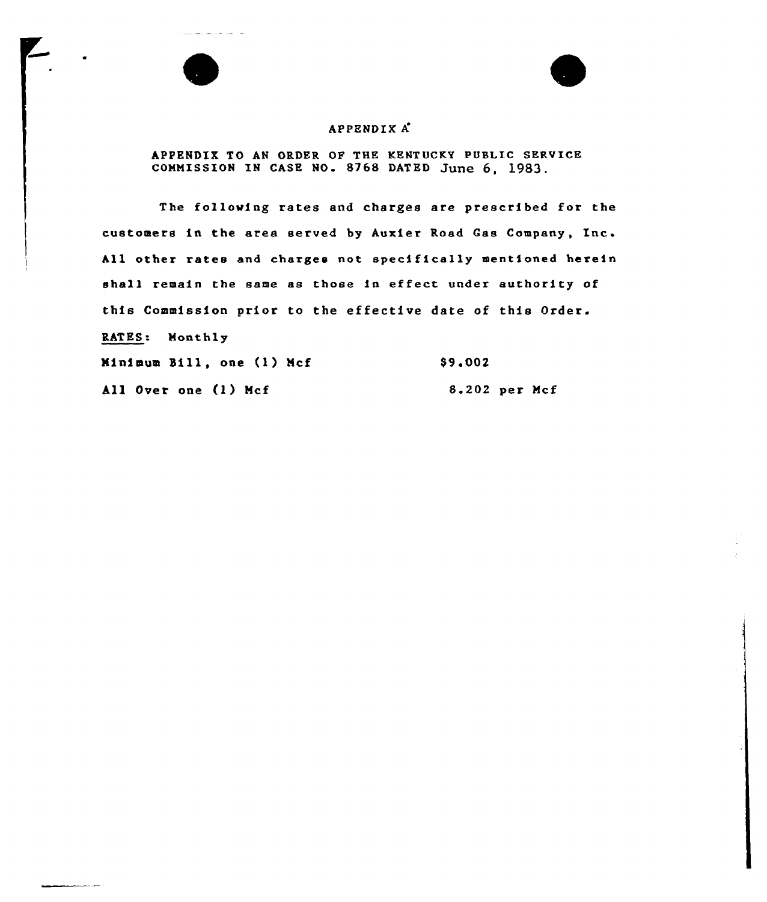# APPENDIX A

APPENDIX TO AN ORDER OF THE KENTUCKY PUBLIC SERVICE COMMISSION IN CASE NO. 8768 DATED June 6, 1983.

The following rates and charges are prescribed for the customers in the area served by Auxier Road Gas Company, Inc. All other rates and charges not specifically mentioned herein shall remain the same as those in effect under authority of this Commission prior to the effective date of this Order.

RATES: Monthly

| | |
|---|---|
| Minimum Bill, one (1) Mcf | $9.002 |
| All Over one (1) Mcf | 8.202 per Mcf |